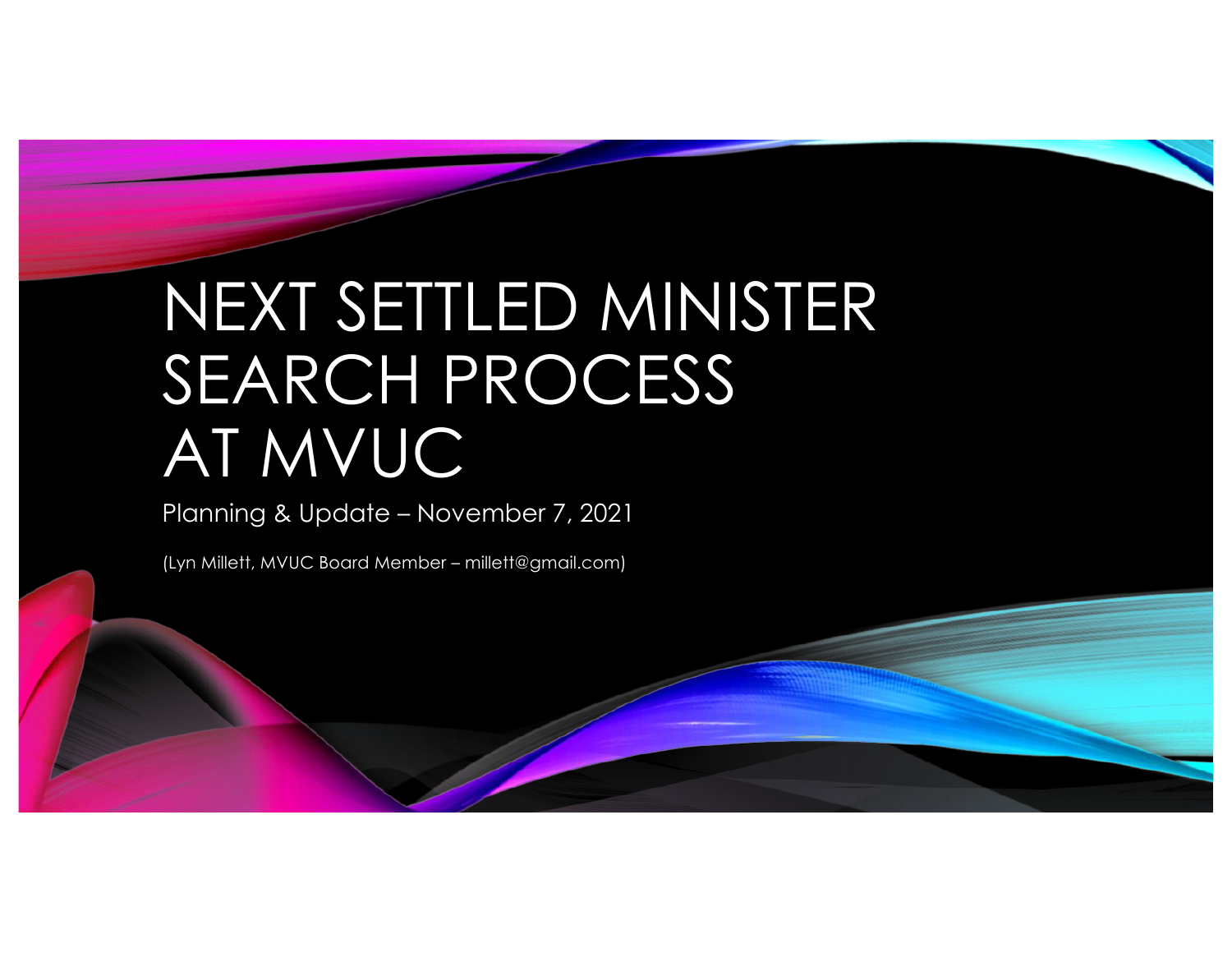# NEXT SETTLED MINISTER SEARCH PROCESS AT MVUC

Planning & Update – November 7, 2021

(Lyn Millett, MVUC Board Member – millett@gmail.com)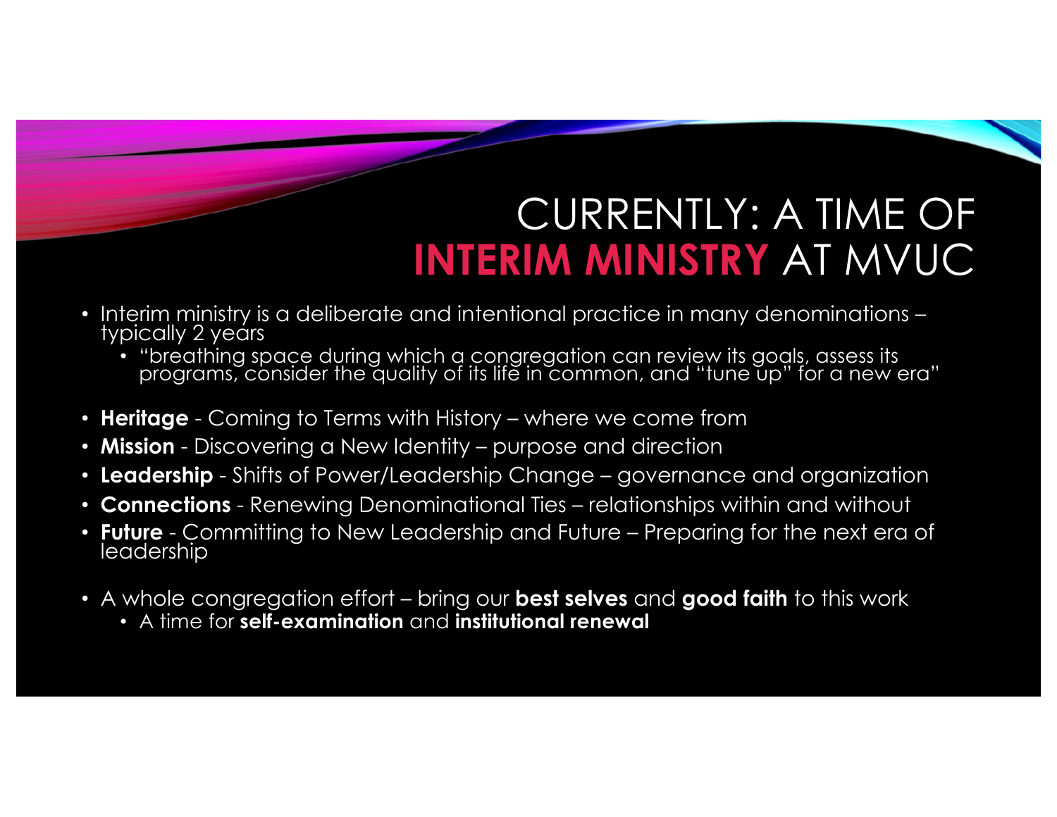# CURRENTLY: A TIME OF **INTERIM MINISTRY** AT MVUC

- Interim ministry is a deliberate and intentional practice in many denominations – typically 2 years
  - "breathing space during which a congregation can review its goals, assess its programs, consider the quality of its life in common, and "tune up" for a new era"

- **Heritage** - Coming to Terms with History – where we come from
- **Mission** - Discovering a New Identity – purpose and direction
- **Leadership** - Shifts of Power/Leadership Change – governance and organization
- **Connections** - Renewing Denominational Ties – relationships within and without
- **Future** - Committing to New Leadership and Future – Preparing for the next era of leadership

- A whole congregation effort – bring our **best selves** and **good faith** to this work
  - A time for **self-examination** and **institutional renewal**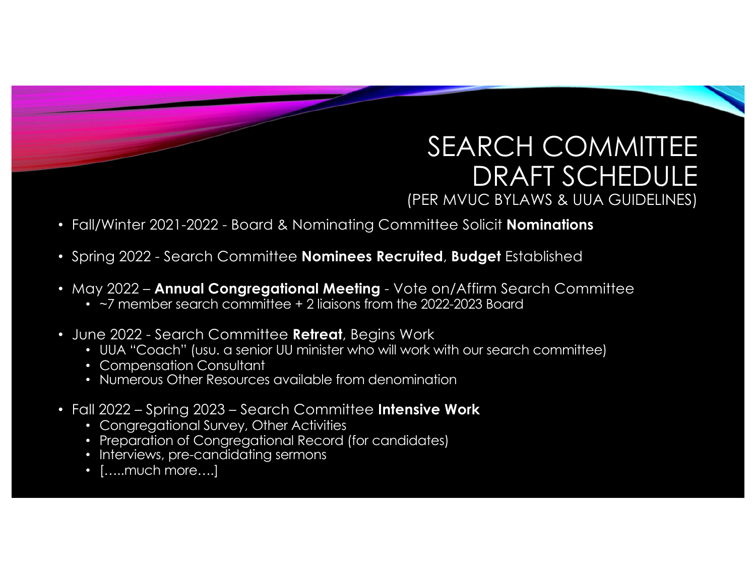# SEARCH COMMITTEE DRAFT SCHEDULE

(PER MVUC BYLAWS & UUA GUIDELINES)

- Fall/Winter 2021-2022 - Board & Nominating Committee Solicit **Nominations**
- Spring 2022 - Search Committee **Nominees Recruited**, **Budget** Established
- May 2022 – **Annual Congregational Meeting** - Vote on/Affirm Search Committee
  - ~7 member search committee + 2 liaisons from the 2022-2023 Board
- June 2022 - Search Committee **Retreat**, Begins Work
  - UUA "Coach" (usu. a senior UU minister who will work with our search committee)
  - Compensation Consultant
  - Numerous Other Resources available from denomination
- Fall 2022 – Spring 2023 – Search Committee **Intensive Work**
  - Congregational Survey, Other Activities
  - Preparation of Congregational Record (for candidates)
  - Interviews, pre-candidating sermons
  - […..much more….]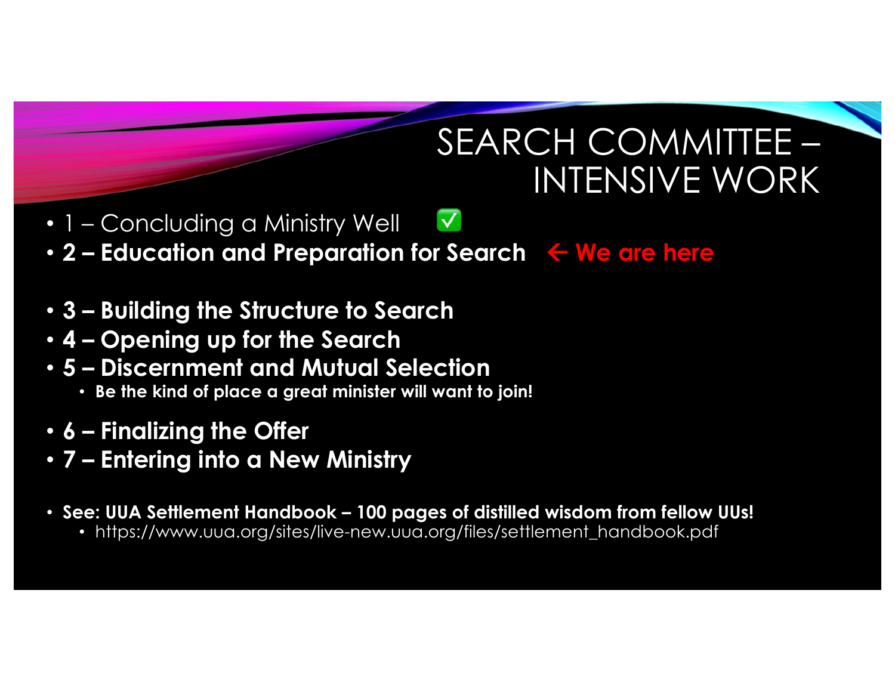# SEARCH COMMITTEE – INTENSIVE WORK

- 1 – Concluding a Ministry Well ✅
- **2 – Education and Preparation for Search** ← **We are here**
- **3 – Building the Structure to Search**
- **4 – Opening up for the Search**
- **5 – Discernment and Mutual Selection**
  - **Be the kind of place a great minister will want to join!**
- **6 – Finalizing the Offer**
- **7 – Entering into a New Ministry**
- **See: UUA Settlement Handbook – 100 pages of distilled wisdom from fellow UUs!**
  - https://www.uua.org/sites/live-new.uua.org/files/settlement_handbook.pdf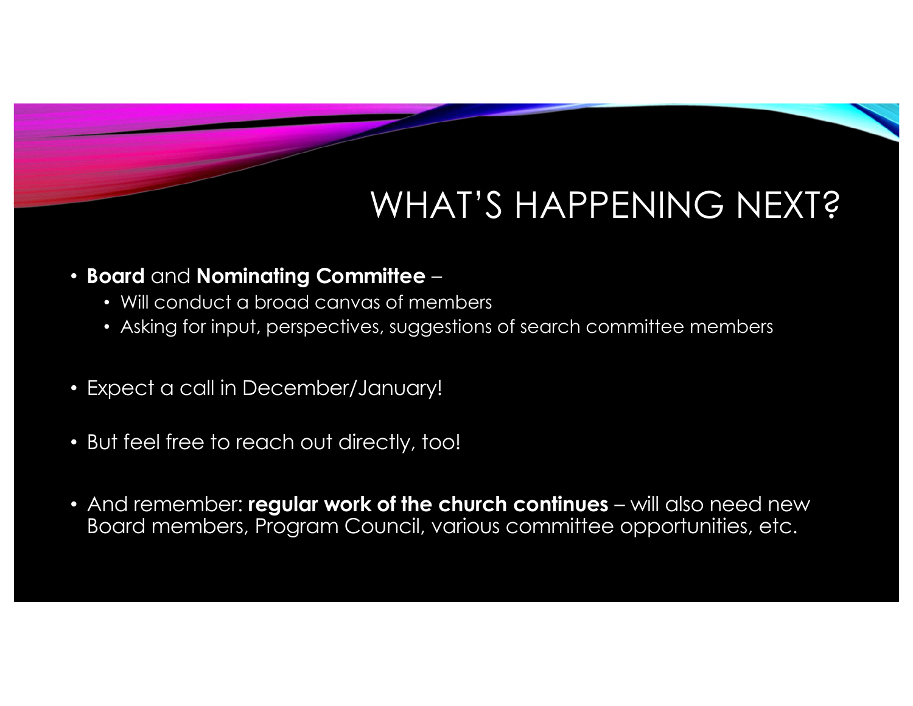# WHAT'S HAPPENING NEXT?

- **Board** and **Nominating Committee** –
  - Will conduct a broad canvas of members
  - Asking for input, perspectives, suggestions of search committee members

- Expect a call in December/January!

- But feel free to reach out directly, too!

- And remember: **regular work of the church continues** – will also need new Board members, Program Council, various committee opportunities, etc.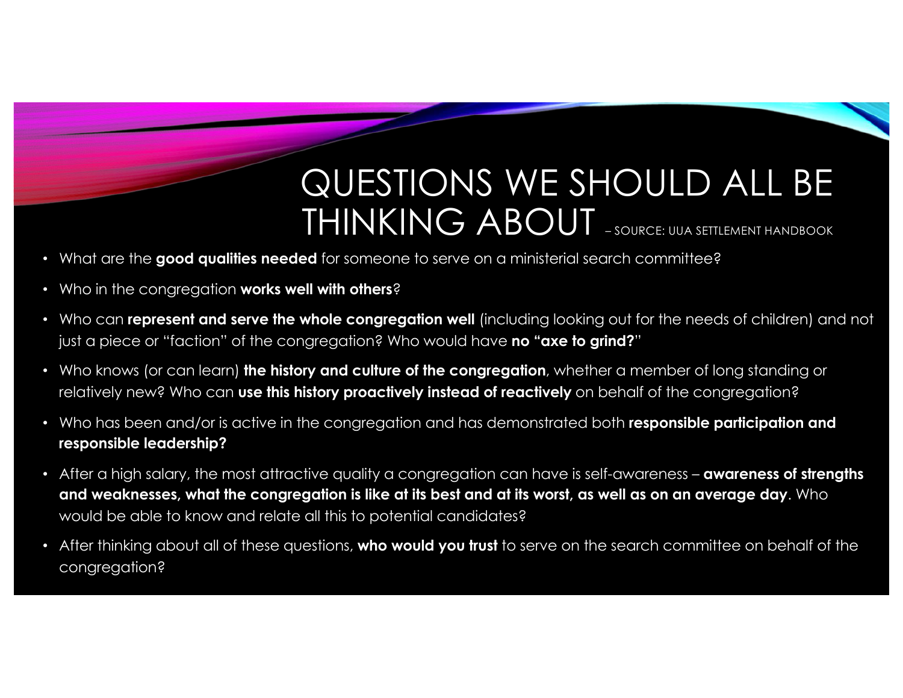# QUESTIONS WE SHOULD ALL BE THINKING ABOUT – SOURCE: UUA SETTLEMENT HANDBOOK

- What are the **good qualities needed** for someone to serve on a ministerial search committee?
- Who in the congregation **works well with others**?
- Who can **represent and serve the whole congregation well** (including looking out for the needs of children) and not just a piece or "faction" of the congregation? Who would have **no "axe to grind?"**
- Who knows (or can learn) **the history and culture of the congregation**, whether a member of long standing or relatively new? Who can **use this history proactively instead of reactively** on behalf of the congregation?
- Who has been and/or is active in the congregation and has demonstrated both **responsible participation and responsible leadership?**
- After a high salary, the most attractive quality a congregation can have is self-awareness – **awareness of strengths and weaknesses, what the congregation is like at its best and at its worst, as well as on an average day**. Who would be able to know and relate all this to potential candidates?
- After thinking about all of these questions, **who would you trust** to serve on the search committee on behalf of the congregation?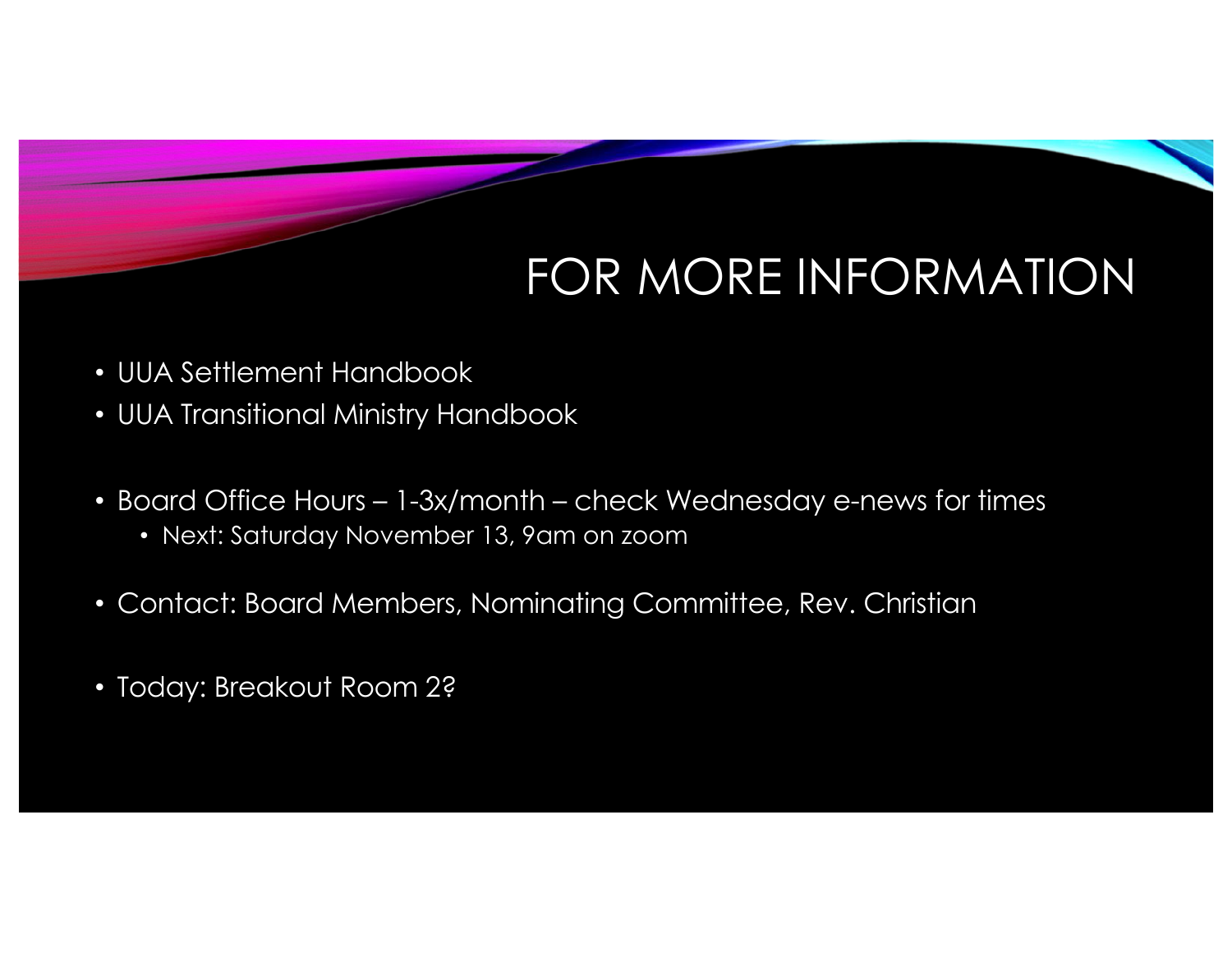# FOR MORE INFORMATION

- UUA Settlement Handbook
- UUA Transitional Ministry Handbook

- Board Office Hours – 1-3x/month – check Wednesday e-news for times
  - Next: Saturday November 13, 9am on zoom

- Contact: Board Members, Nominating Committee, Rev. Christian

- Today: Breakout Room 2?